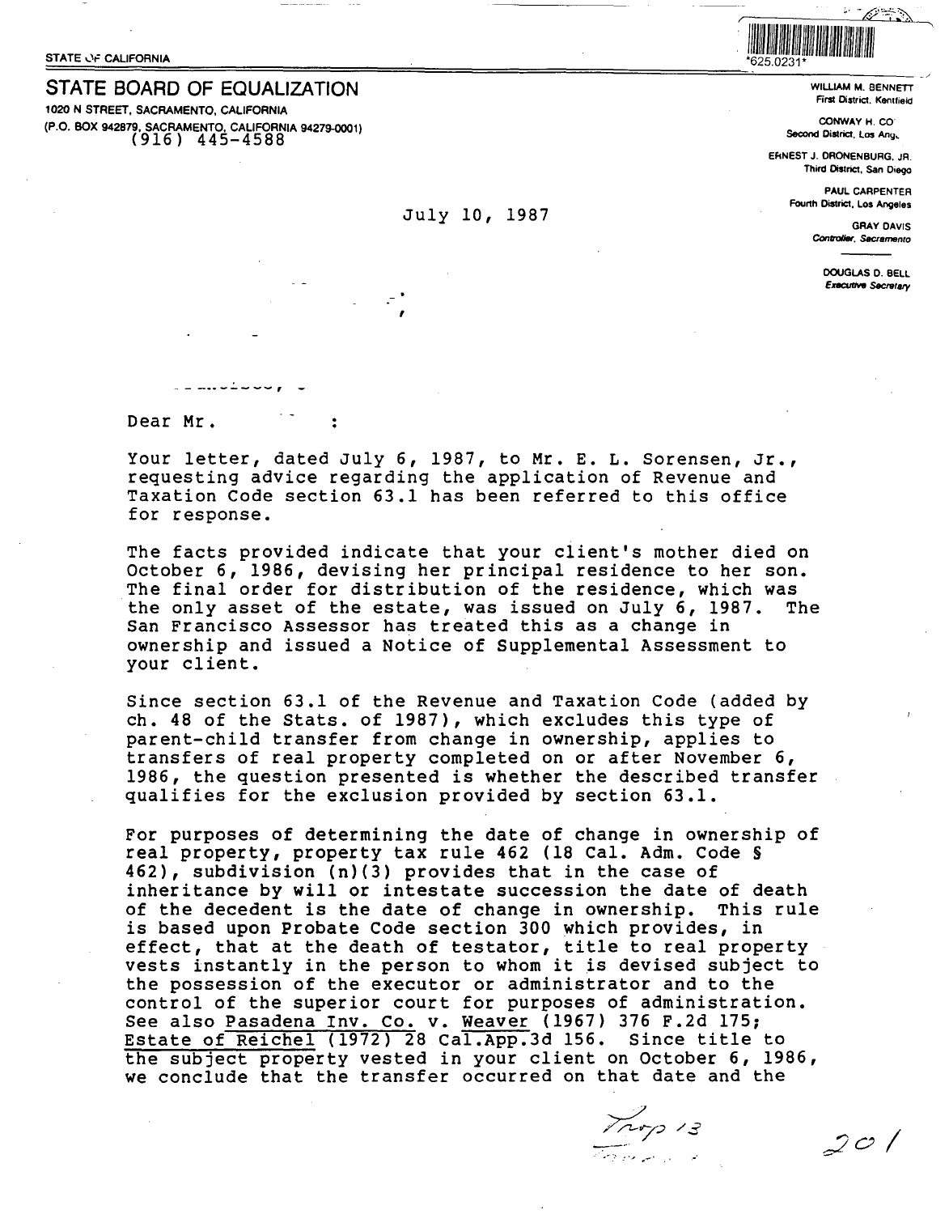STATE OF CALIFORNIA

*625.0231*

# STATE BOARD OF EQUALIZATION

1020 N STREET, SACRAMENTO, CALIFORNIA
(P.O. BOX 942879, SACRAMENTO, CALIFORNIA 94279-0001)
(916) 445-4588

WILLIAM M. BENNETT
First District, Kentfield

CONWAY H. CO
Second District, Los Ang.

ERNEST J. DRONENBURG, JR.
Third District, San Diego

PAUL CARPENTER
Fourth District, Los Angeles

GRAY DAVIS
*Controller, Sacramento*

DOUGLAS D. BELL
*Executive Secretary*

July 10, 1987

Dear Mr. :

Your letter, dated July 6, 1987, to Mr. E. L. Sorensen, Jr., requesting advice regarding the application of Revenue and Taxation Code section 63.1 has been referred to this office for response.

The facts provided indicate that your client's mother died on October 6, 1986, devising her principal residence to her son. The final order for distribution of the residence, which was the only asset of the estate, was issued on July 6, 1987. The San Francisco Assessor has treated this as a change in ownership and issued a Notice of Supplemental Assessment to your client.

Since section 63.1 of the Revenue and Taxation Code (added by ch. 48 of the Stats. of 1987), which excludes this type of parent-child transfer from change in ownership, applies to transfers of real property completed on or after November 6, 1986, the question presented is whether the described transfer qualifies for the exclusion provided by section 63.1.

For purposes of determining the date of change in ownership of real property, property tax rule 462 (18 Cal. Adm. Code § 462), subdivision (n)(3) provides that in the case of inheritance by will or intestate succession the date of death of the decedent is the date of change in ownership. This rule is based upon Probate Code section 300 which provides, in effect, that at the death of testator, title to real property vests instantly in the person to whom it is devised subject to the possession of the executor or administrator and to the control of the superior court for purposes of administration. See also Pasadena Inv. Co. v. Weaver (1967) 376 F.2d 175; Estate of Reichel (1972) 28 Cal.App.3d 156. Since title to the subject property vested in your client on October 6, 1986, we conclude that the transfer occurred on that date and the

Prop 13

201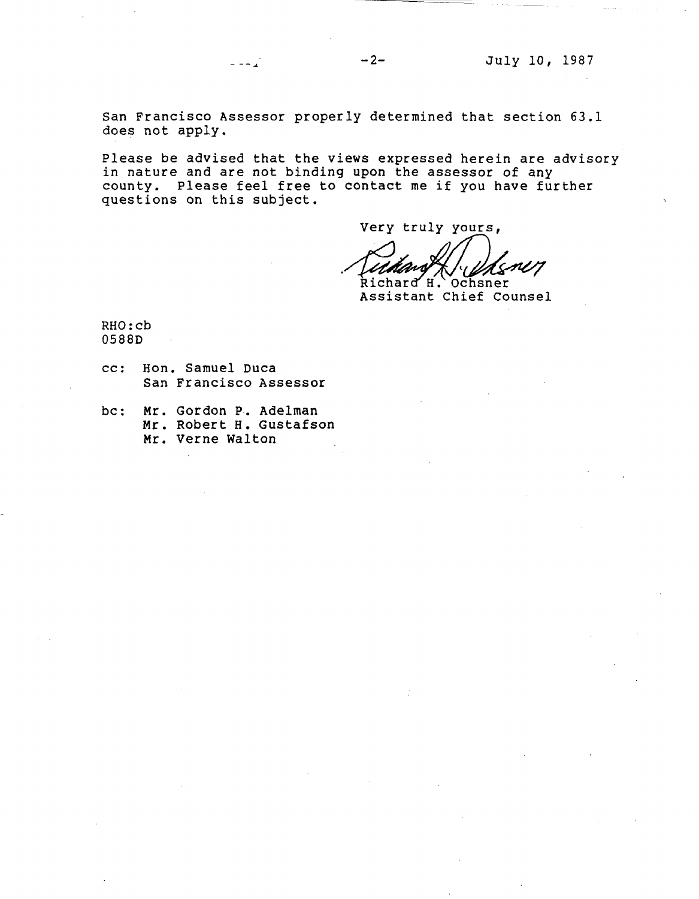San Francisco Assessor properly determined that section 63.1 does not apply.

Please be advised that the views expressed herein are advisory in nature and are not binding upon the assessor of any county. Please feel free to contact me if you have further questions on this subject.

Very truly yours,

Richard H. Ochsner
Assistant Chief Counsel

RHO:cb
0588D

cc: Hon. Samuel Duca
San Francisco Assessor

bc: Mr. Gordon P. Adelman
Mr. Robert H. Gustafson
Mr. Verne Walton